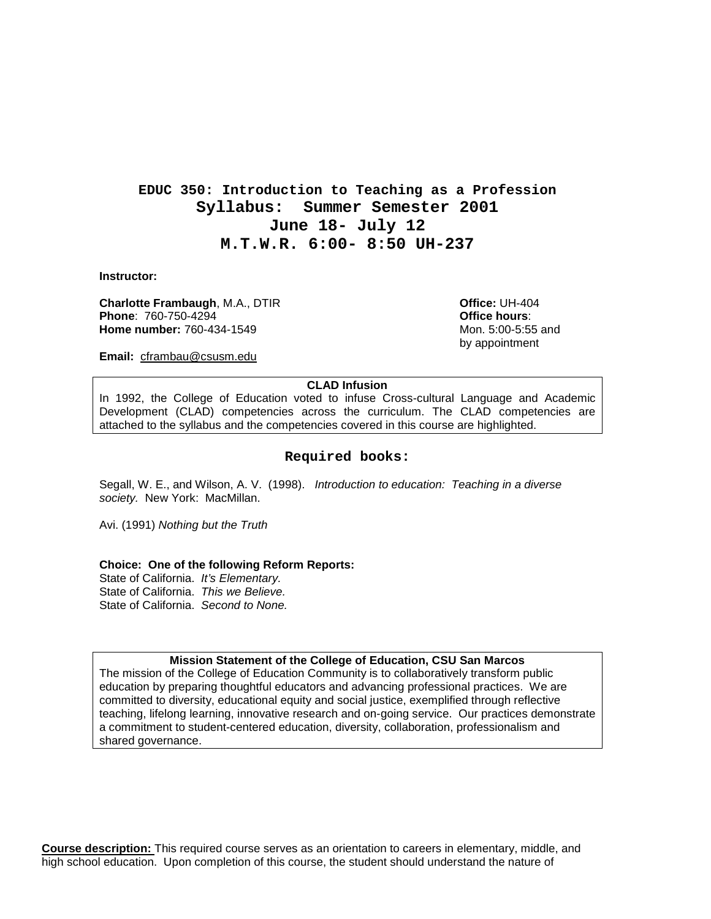# EDUC 350: Introduction to Teaching as a Profession
## Syllabus: Summer Semester 2001
## June 18- July 12
## M.T.W.R. 6:00- 8:50 UH-237

**Instructor:**

**Charlotte Frambaugh**, M.A., DTIR
**Phone**: 760-750-4294
**Home number:** 760-434-1549

**Email:** cframbau@csusm.edu

**Office:** UH-404
**Office hours**:
Mon. 5:00-5:55 and
by appointment

**CLAD Infusion**

In 1992, the College of Education voted to infuse Cross-cultural Language and Academic Development (CLAD) competencies across the curriculum. The CLAD competencies are attached to the syllabus and the competencies covered in this course are highlighted.

## Required books:

Segall, W. E., and Wilson, A. V. (1998). *Introduction to education: Teaching in a diverse society.* New York: MacMillan.

Avi. (1991) *Nothing but the Truth*

**Choice: One of the following Reform Reports:**
State of California. *It's Elementary.*
State of California. *This we Believe.*
State of California. *Second to None.*

**Mission Statement of the College of Education, CSU San Marcos**

The mission of the College of Education Community is to collaboratively transform public education by preparing thoughtful educators and advancing professional practices. We are committed to diversity, educational equity and social justice, exemplified through reflective teaching, lifelong learning, innovative research and on-going service. Our practices demonstrate a commitment to student-centered education, diversity, collaboration, professionalism and shared governance.

**Course description:** This required course serves as an orientation to careers in elementary, middle, and high school education. Upon completion of this course, the student should understand the nature of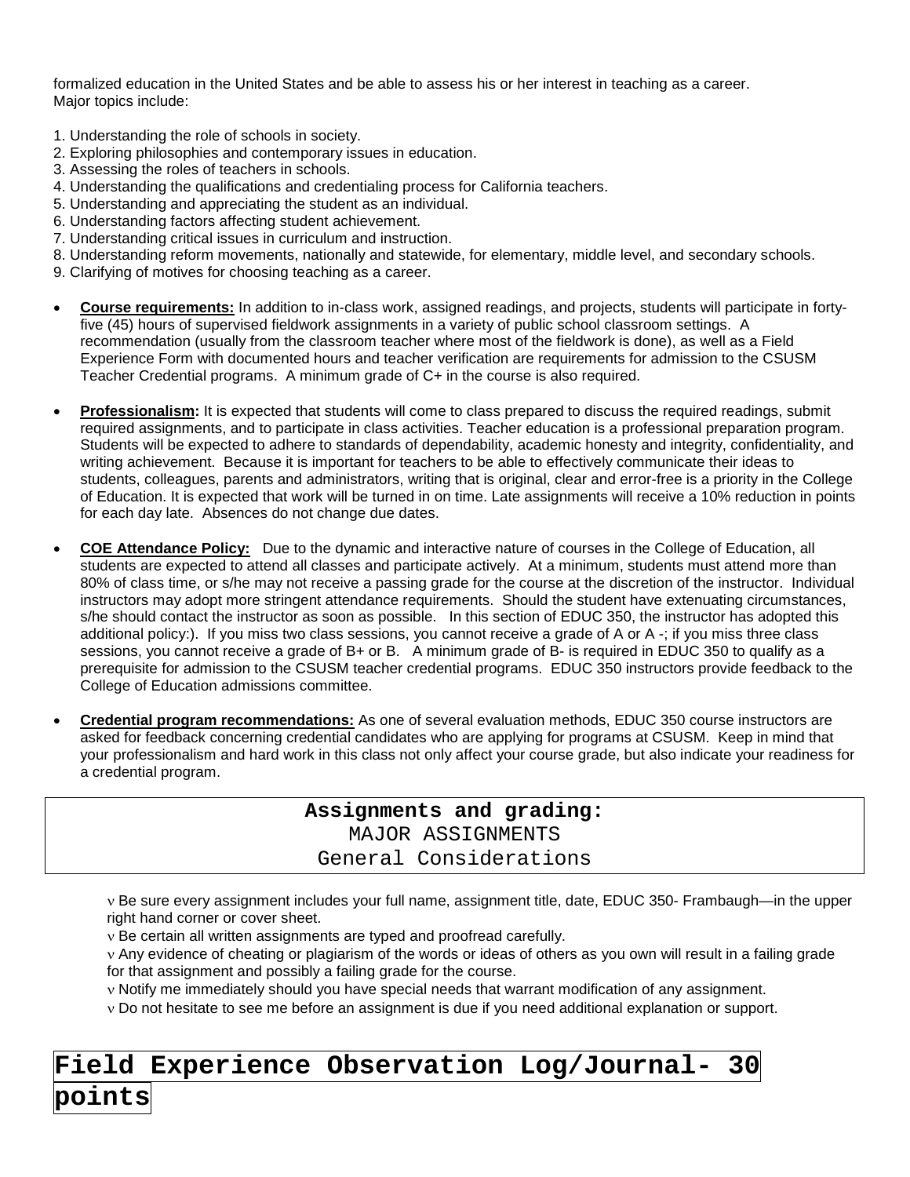formalized education in the United States and be able to assess his or her interest in teaching as a career.
Major topics include:

1. Understanding the role of schools in society.
2. Exploring philosophies and contemporary issues in education.
3. Assessing the roles of teachers in schools.
4. Understanding the qualifications and credentialing process for California teachers.
5. Understanding and appreciating the student as an individual.
6. Understanding factors affecting student achievement.
7. Understanding critical issues in curriculum and instruction.
8. Understanding reform movements, nationally and statewide, for elementary, middle level, and secondary schools.
9. Clarifying of motives for choosing teaching as a career.

- **Course requirements:** In addition to in-class work, assigned readings, and projects, students will participate in forty-five (45) hours of supervised fieldwork assignments in a variety of public school classroom settings. A recommendation (usually from the classroom teacher where most of the fieldwork is done), as well as a Field Experience Form with documented hours and teacher verification are requirements for admission to the CSUSM Teacher Credential programs. A minimum grade of C+ in the course is also required.

- **Professionalism:** It is expected that students will come to class prepared to discuss the required readings, submit required assignments, and to participate in class activities. Teacher education is a professional preparation program. Students will be expected to adhere to standards of dependability, academic honesty and integrity, confidentiality, and writing achievement. Because it is important for teachers to be able to effectively communicate their ideas to students, colleagues, parents and administrators, writing that is original, clear and error-free is a priority in the College of Education. It is expected that work will be turned in on time. Late assignments will receive a 10% reduction in points for each day late. Absences do not change due dates.

- **COE Attendance Policy:** Due to the dynamic and interactive nature of courses in the College of Education, all students are expected to attend all classes and participate actively. At a minimum, students must attend more than 80% of class time, or s/he may not receive a passing grade for the course at the discretion of the instructor. Individual instructors may adopt more stringent attendance requirements. Should the student have extenuating circumstances, s/he should contact the instructor as soon as possible. In this section of EDUC 350, the instructor has adopted this additional policy:). If you miss two class sessions, you cannot receive a grade of A or A -; if you miss three class sessions, you cannot receive a grade of B+ or B. A minimum grade of B- is required in EDUC 350 to qualify as a prerequisite for admission to the CSUSM teacher credential programs. EDUC 350 instructors provide feedback to the College of Education admissions committee.

- **Credential program recommendations:** As one of several evaluation methods, EDUC 350 course instructors are asked for feedback concerning credential candidates who are applying for programs at CSUSM. Keep in mind that your professionalism and hard work in this class not only affect your course grade, but also indicate your readiness for a credential program.

## Assignments and grading:

### MAJOR ASSIGNMENTS

### General Considerations

- Be sure every assignment includes your full name, assignment title, date, EDUC 350- Frambaugh—in the upper right hand corner or cover sheet.
- Be certain all written assignments are typed and proofread carefully.
- Any evidence of cheating or plagiarism of the words or ideas of others as you own will result in a failing grade for that assignment and possibly a failing grade for the course.
- Notify me immediately should you have special needs that warrant modification of any assignment.
- Do not hesitate to see me before an assignment is due if you need additional explanation or support.

## Field Experience Observation Log/Journal- 30 points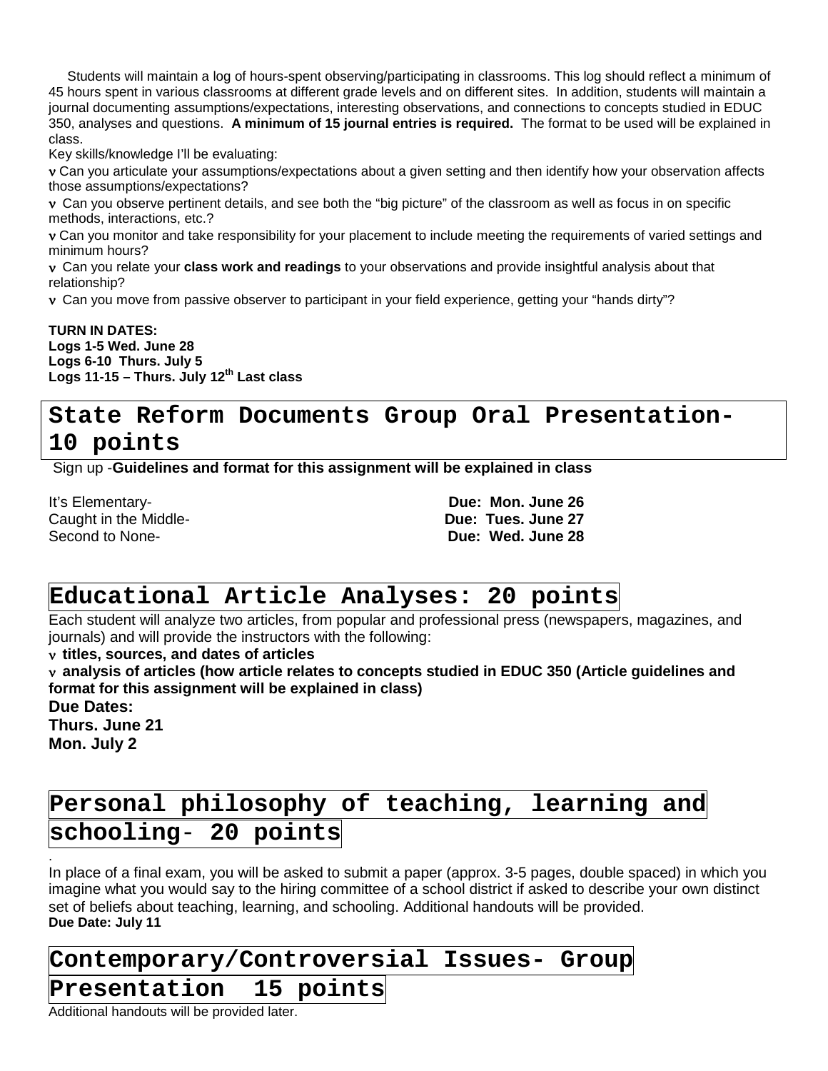Students will maintain a log of hours-spent observing/participating in classrooms. This log should reflect a minimum of 45 hours spent in various classrooms at different grade levels and on different sites. In addition, students will maintain a journal documenting assumptions/expectations, interesting observations, and connections to concepts studied in EDUC 350, analyses and questions. **A minimum of 15 journal entries is required.** The format to be used will be explained in class.

Key skills/knowledge I'll be evaluating:

- Can you articulate your assumptions/expectations about a given setting and then identify how your observation affects those assumptions/expectations?
- Can you observe pertinent details, and see both the "big picture" of the classroom as well as focus in on specific methods, interactions, etc.?
- Can you monitor and take responsibility for your placement to include meeting the requirements of varied settings and minimum hours?
- Can you relate your **class work and readings** to your observations and provide insightful analysis about that relationship?
- Can you move from passive observer to participant in your field experience, getting your "hands dirty"?

**TURN IN DATES:**
**Logs 1-5 Wed. June 28**
**Logs 6-10 Thurs. July 5**
**Logs 11-15 – Thurs. July 12th Last class**

## State Reform Documents Group Oral Presentation- 10 points

Sign up -**Guidelines and format for this assignment will be explained in class**

It's Elementary- **Due: Mon. June 26**
Caught in the Middle- **Due: Tues. June 27**
Second to None- **Due: Wed. June 28**

## Educational Article Analyses: 20 points

Each student will analyze two articles, from popular and professional press (newspapers, magazines, and journals) and will provide the instructors with the following:

- **titles, sources, and dates of articles**
- **analysis of articles (how article relates to concepts studied in EDUC 350 (Article guidelines and format for this assignment will be explained in class)**

**Due Dates:**
**Thurs. June 21**
**Mon. July 2**

## Personal philosophy of teaching, learning and schooling- 20 points

In place of a final exam, you will be asked to submit a paper (approx. 3-5 pages, double spaced) in which you imagine what you would say to the hiring committee of a school district if asked to describe your own distinct set of beliefs about teaching, learning, and schooling. Additional handouts will be provided.
**Due Date: July 11**

## Contemporary/Controversial Issues- Group Presentation 15 points

Additional handouts will be provided later.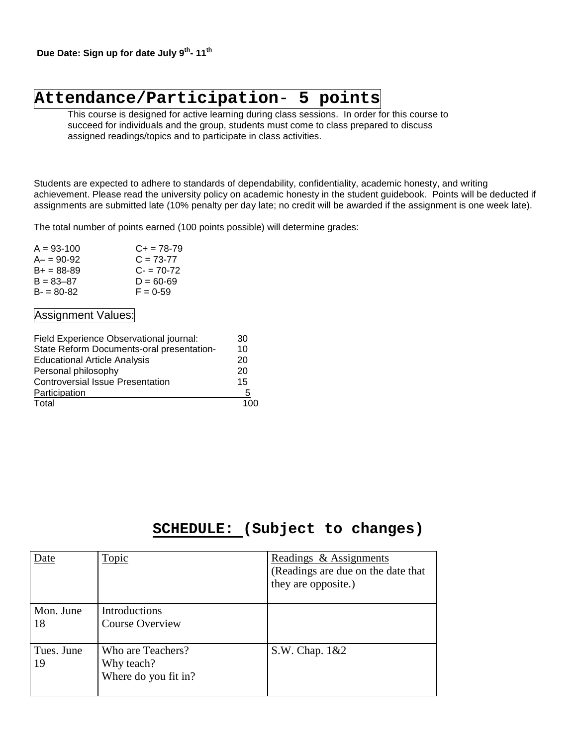**Due Date: Sign up for date July 9th- 11th**

## Attendance/Participation- 5 points

This course is designed for active learning during class sessions. In order for this course to succeed for individuals and the group, students must come to class prepared to discuss assigned readings/topics and to participate in class activities.

Students are expected to adhere to standards of dependability, confidentiality, academic honesty, and writing achievement. Please read the university policy on academic honesty in the student guidebook. Points will be deducted if assignments are submitted late (10% penalty per day late; no credit will be awarded if the assignment is one week late).

The total number of points earned (100 points possible) will determine grades:

| | |
|---|---|
| A = 93-100 | C+ = 78-79 |
| A– = 90-92 | C = 73-77 |
| B+ = 88-89 | C- = 70-72 |
| B = 83–87 | D = 60-69 |
| B- = 80-82 | F = 0-59 |

### Assignment Values:

| | |
|---|---|
| Field Experience Observational journal: | 30 |
| State Reform Documents-oral presentation- | 10 |
| Educational Article Analysis | 20 |
| Personal philosophy | 20 |
| Controversial Issue Presentation | 15 |
| Participation | 5 |
| Total | 100 |

## SCHEDULE: (Subject to changes)

| Date | Topic | Readings & Assignments (Readings are due on the date that they are opposite.) |
|---|---|---|
| Mon. June 18 | Introductions<br>Course Overview | |
| Tues. June 19 | Who are Teachers?<br>Why teach?<br>Where do you fit in? | S.W. Chap. 1&2 |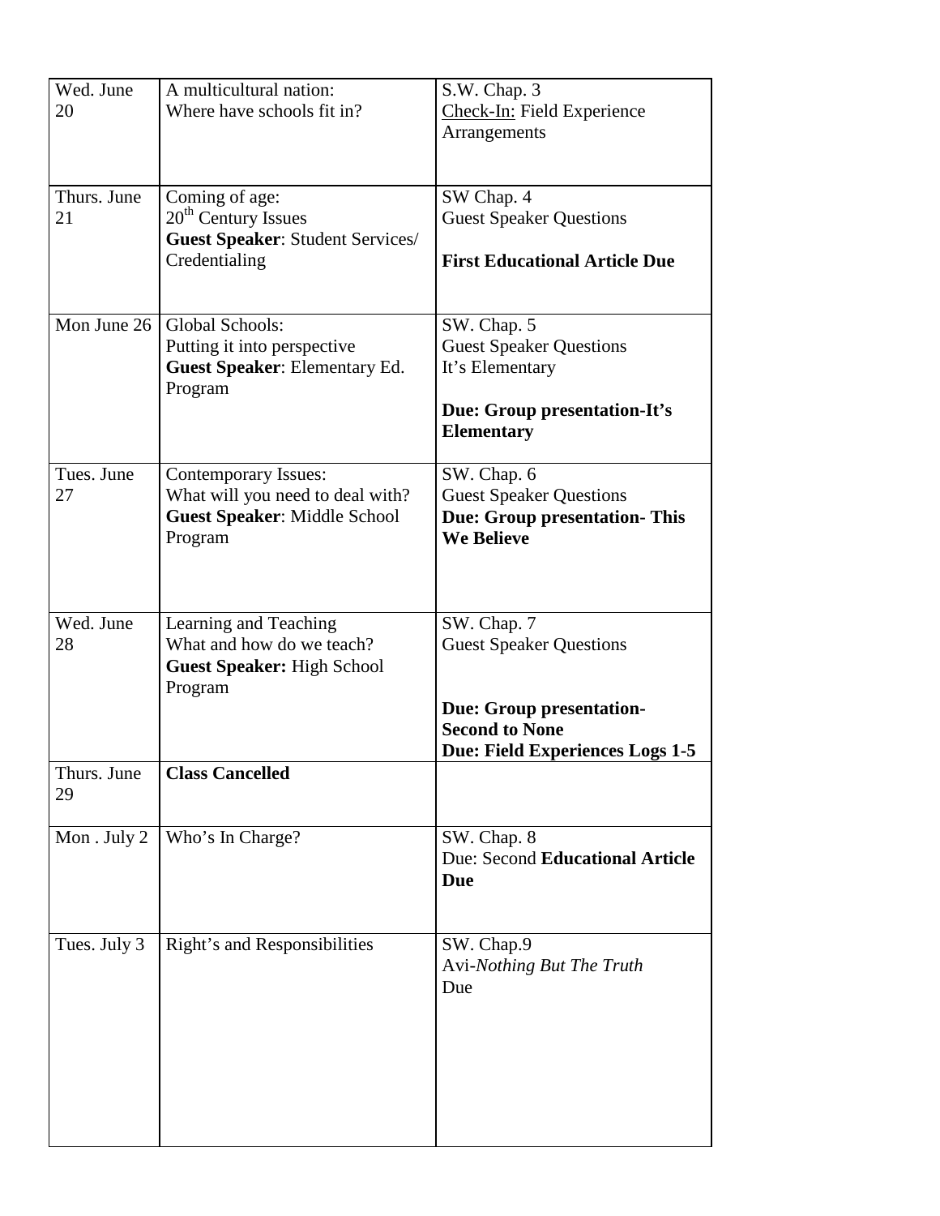| | | |
|---|---|---|
| Wed. June 20 | A multicultural nation:<br>Where have schools fit in? | S.W. Chap. 3<br>Check-In: Field Experience Arrangements |
| Thurs. June 21 | Coming of age:<br>$20^{th}$ Century Issues<br>**Guest Speaker**: Student Services/ Credentialing | SW Chap. 4<br>Guest Speaker Questions<br><br>**First Educational Article Due** |
| Mon June 26 | Global Schools:<br>Putting it into perspective<br>**Guest Speaker**: Elementary Ed. Program | SW. Chap. 5<br>Guest Speaker Questions<br>It's Elementary<br><br>**Due: Group presentation-It's Elementary** |
| Tues. June 27 | Contemporary Issues:<br>What will you need to deal with?<br>**Guest Speaker**: Middle School Program | SW. Chap. 6<br>Guest Speaker Questions<br>**Due: Group presentation- This We Believe** |
| Wed. June 28 | Learning and Teaching<br>What and how do we teach?<br>**Guest Speaker:** High School Program | SW. Chap. 7<br>Guest Speaker Questions<br><br>**Due: Group presentation-Second to None**<br>**Due: Field Experiences Logs 1-5** |
| Thurs. June 29 | **Class Cancelled** | |
| Mon . July 2 | Who's In Charge? | SW. Chap. 8<br>Due: Second **Educational Article Due** |
| Tues. July 3 | Right's and Responsibilities | SW. Chap.9<br>Avi-*Nothing But The Truth*<br>Due |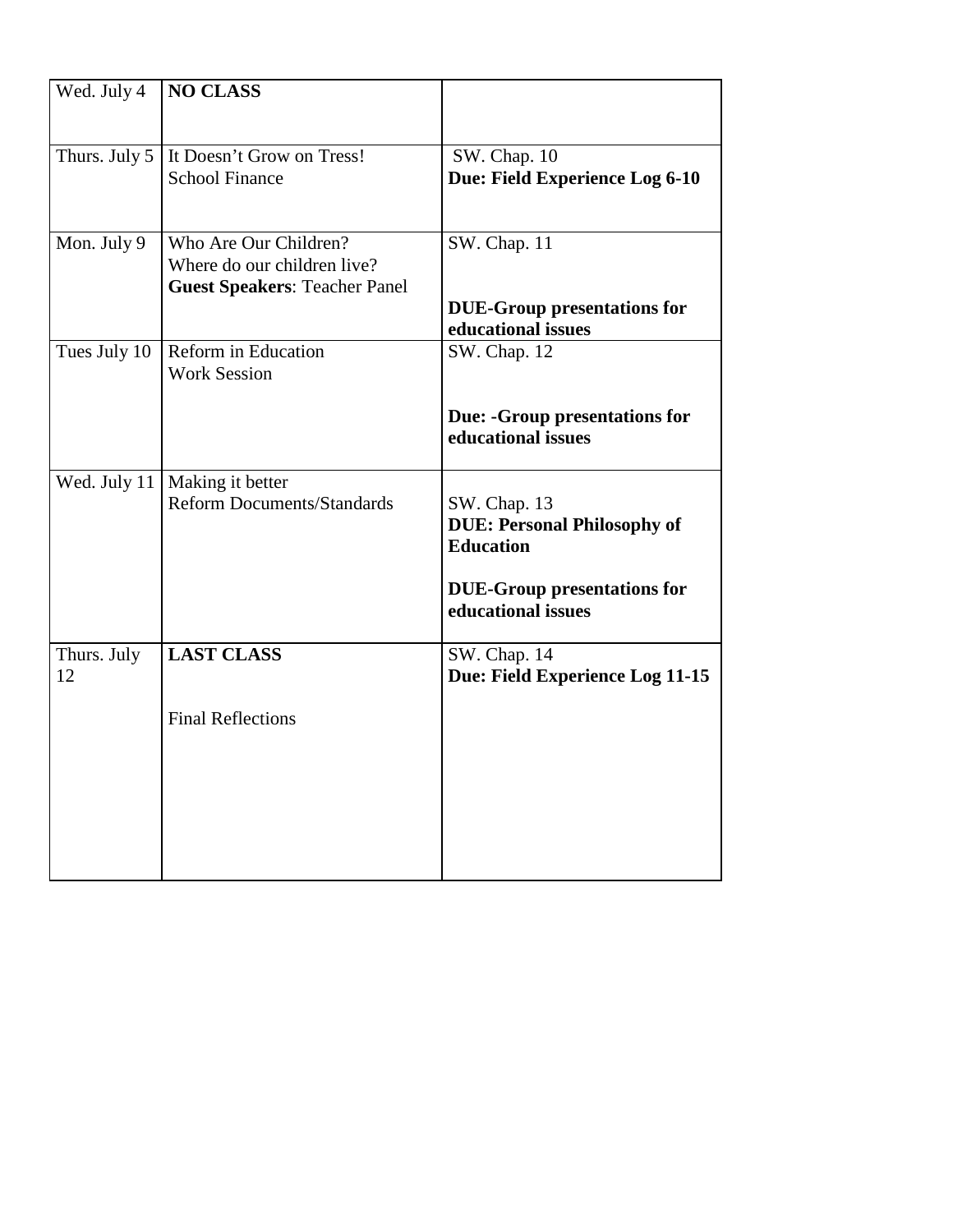| | | |
|---|---|---|
| Wed. July 4 | **NO CLASS** | |
| Thurs. July 5 | It Doesn't Grow on Tress!<br>School Finance | SW. Chap. 10<br>**Due: Field Experience Log 6-10** |
| Mon. July 9 | Who Are Our Children?<br>Where do our children live?<br>**Guest Speakers**: Teacher Panel | SW. Chap. 11<br><br>**DUE-Group presentations for educational issues** |
| Tues July 10 | Reform in Education<br>Work Session | SW. Chap. 12<br><br>**Due: -Group presentations for educational issues** |
| Wed. July 11 | Making it better<br>Reform Documents/Standards | SW. Chap. 13<br>**DUE: Personal Philosophy of Education**<br><br>**DUE-Group presentations for educational issues** |
| Thurs. July 12 | **LAST CLASS**<br><br>Final Reflections | SW. Chap. 14<br>**Due: Field Experience Log 11-15** |